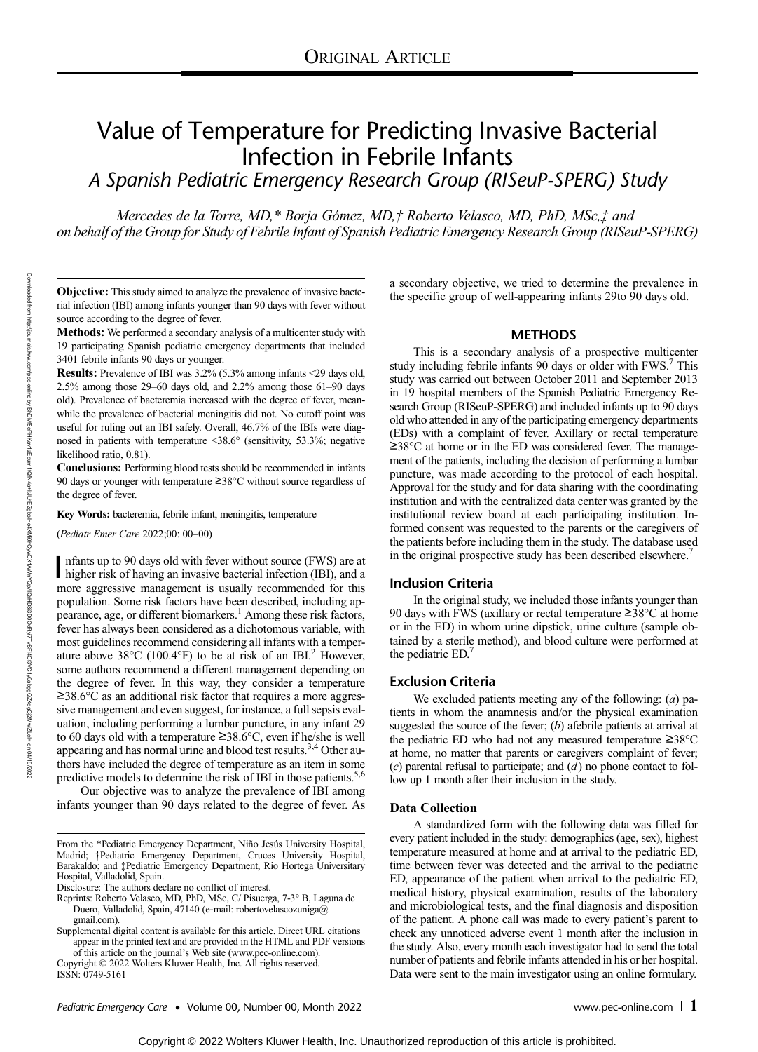ORIGINAL ARTICLE

# Value of Temperature for Predicting Invasive Bacterial Infection in Febrile Infants

## *A Spanish Pediatric Emergency Research Group (RISeuP-SPERG) Study*

*Mercedes de la Torre, MD,\* Borja Gómez, MD,† Roberto Velasco, MD, PhD, MSc,‡ and on behalf of the Group for Study of Febrile Infant of Spanish Pediatric Emergency Research Group (RISeuP-SPERG)*

**Objective:** This study aimed to analyze the prevalence of invasive bacterial infection (IBI) among infants younger than 90 days with fever without source according to the degree of fever.

**Methods:** We performed a secondary analysis of a multicenter study with 19 participating Spanish pediatric emergency departments that included 3401 febrile infants 90 days or younger.

**Results:** Prevalence of IBI was 3.2% (5.3% among infants <29 days old, 2.5% among those 29–60 days old, and 2.2% among those 61–90 days old). Prevalence of bacteremia increased with the degree of fever, meanwhile the prevalence of bacterial meningitis did not. No cutoff point was useful for ruling out an IBI safely. Overall, 46.7% of the IBIs were diagnosed in patients with temperature <38.6° (sensitivity, 53.3%; negative likelihood ratio, 0.81).

**Conclusions:** Performing blood tests should be recommended in infants 90 days or younger with temperature ≥38°C without source regardless of the degree of fever.

**Key Words:** bacteremia, febrile infant, meningitis, temperature

(*Pediatr Emer Care* 2022;00: 00–00)

Infants up to 90 days old with fever without source (FWS) are at higher risk of having an invasive bacterial infection (IBI), and a more aggressive management is usually recommended for this population. Some risk factors have been described, including appearance, age, or different biomarkers.[1] Among these risk factors, fever has always been considered as a dichotomous variable, with most guidelines recommend considering all infants with a temperature above 38°C (100.4°F) to be at risk of an IBI.[2] However, some authors recommend a different management depending on the degree of fever. In this way, they consider a temperature ≥38.6°C as an additional risk factor that requires a more aggressive management and even suggest, for instance, a full sepsis evaluation, including performing a lumbar puncture, in any infant 29 to 60 days old with a temperature ≥38.6°C, even if he/she is well appearing and has normal urine and blood test results.[3,4] Other authors have included the degree of temperature as an item in some predictive models to determine the risk of IBI in those patients.[5,6]

Our objective was to analyze the prevalence of IBI among infants younger than 90 days related to the degree of fever. As a secondary objective, we tried to determine the prevalence in the specific group of well-appearing infants 29to 90 days old.

## METHODS

This is a secondary analysis of a prospective multicenter study including febrile infants 90 days or older with FWS.[7] This study was carried out between October 2011 and September 2013 in 19 hospital members of the Spanish Pediatric Emergency Research Group (RISEUP-SPERG) and included infants up to 90 days old who attended in any of the participating emergency departments (EDs) with a complaint of fever. Axillary or rectal temperature ≥38°C at home or in the ED was considered fever. The management of the patients, including the decision of performing a lumbar puncture, was made according to the protocol of each hospital. Approval for the study and for data sharing with the coordinating institution and with the centralized data center was granted by the institutional review board at each participating institution. Informed consent was requested to the parents or the caregivers of the patients before including them in the study. The database used in the original prospective study has been described elsewhere.[7]

### Inclusion Criteria

In the original study, we included those infants younger than 90 days with FWS (axillary or rectal temperature ≥38°C at home or in the ED) in whom urine dipstick, urine culture (sample obtained by a sterile method), and blood culture were performed at the pediatric ED.[7]

### Exclusion Criteria

We excluded patients meeting any of the following: (*a*) patients in whom the anamnesis and/or the physical examination suggested the source of the fever; (*b*) afebrile patients at arrival at the pediatric ED who had not any measured temperature ≥38°C at home, no matter that parents or caregivers complaint of fever; (*c*) parental refusal to participate; and (*d*) no phone contact to follow up 1 month after their inclusion in the study.

### Data Collection

A standardized form with the following data was filled for every patient included in the study: demographics (age, sex), highest temperature measured at home and at arrival to the pediatric ED, time between fever was detected and the arrival to the pediatric ED, appearance of the patient when arrival to the pediatric ED, medical history, physical examination, results of the laboratory and microbiological tests, and the final diagnosis and disposition of the patient. A phone call was made to every patient's parent to check any unnoticed adverse event 1 month after the inclusion in the study. Also, every month each investigator had to send the total number of patients and febrile infants attended in his or her hospital. Data were sent to the main investigator using an online formulary.

From the \*Pediatric Emergency Department, Niño Jesús University Hospital, Madrid; †Pediatric Emergency Department, Cruces University Hospital, Barakaldo; and ‡Pediatric Emergency Department, Rio Hortega Universitary Hospital, Valladolid, Spain.

Disclosure: The authors declare no conflict of interest.

Reprints: Roberto Velasco, MD, PhD, MSc, C/ Pisuerga, 7-3° B, Laguna de Duero, Valladolid, Spain, 47140 (e-mail: robertovelascozuniga@gmail.com).

Supplemental digital content is available for this article. Direct URL citations appear in the printed text and are provided in the HTML and PDF versions of this article on the journal's Web site (www.pec-online.com).

Copyright © 2022 Wolters Kluwer Health, Inc. All rights reserved.

ISSN: 0749-5161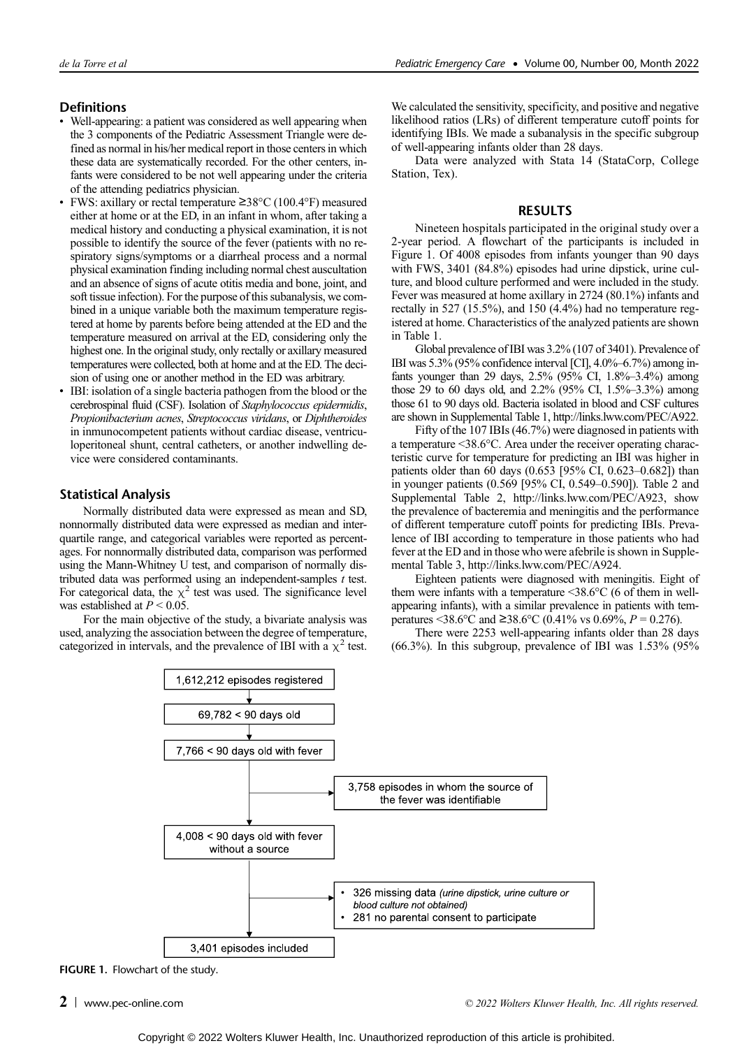## Definitions

- Well-appearing: a patient was considered as well appearing when the 3 components of the Pediatric Assessment Triangle were defined as normal in his/her medical report in those centers in which these data are systematically recorded. For the other centers, infants were considered to be not well appearing under the criteria of the attending pediatrics physician.
- FWS: axillary or rectal temperature ≥38°C (100.4°F) measured either at home or at the ED, in an infant in whom, after taking a medical history and conducting a physical examination, it is not possible to identify the source of the fever (patients with no respiratory signs/symptoms or a diarrheal process and a normal physical examination finding including normal chest auscultation and an absence of signs of acute otitis media and bone, joint, and soft tissue infection). For the purpose of this subanalysis, we combined in a unique variable both the maximum temperature registered at home by parents before being attended at the ED and the temperature measured on arrival at the ED, considering only the highest one. In the original study, only rectally or axillary measured temperatures were collected, both at home and at the ED. The decision of using one or another method in the ED was arbitrary.
- IBI: isolation of a single bacteria pathogen from the blood or the cerebrospinal fluid (CSF). Isolation of *Staphylococcus epidermidis*, *Propionibacterium acnes*, *Streptococcus viridans*, or *Diphtheroides* in inmunocompetent patients without cardiac disease, ventriculoperitoneal shunt, central catheters, or another indwelling device were considered contaminants.

## Statistical Analysis

Normally distributed data were expressed as mean and SD, nonnormally distributed data were expressed as median and interquartile range, and categorical variables were reported as percentages. For nonnormally distributed data, comparison was performed using the Mann-Whitney U test, and comparison of normally distributed data was performed using an independent-samples *t* test. For categorical data, the $\chi^2$ test was used. The significance level was established at $P < 0.05$.

For the main objective of the study, a bivariate analysis was used, analyzing the association between the degree of temperature, categorized in intervals, and the prevalence of IBI with a $\chi^2$ test. We calculated the sensitivity, specificity, and positive and negative likelihood ratios (LRs) of different temperature cutoff points for identifying IBIs. We made a subanalysis in the specific subgroup of well-appearing infants older than 28 days.

Data were analyzed with Stata 14 (StataCorp, College Station, Tex).

## RESULTS

Nineteen hospitals participated in the original study over a 2-year period. A flowchart of the participants is included in Figure 1. Of 4008 episodes from infants younger than 90 days with FWS, 3401 (84.8%) episodes had urine dipstick, urine culture, and blood culture performed and were included in the study. Fever was measured at home axillary in 2724 (80.1%) infants and rectally in 527 (15.5%), and 150 (4.4%) had no temperature registered at home. Characteristics of the analyzed patients are shown in Table 1.

Global prevalence of IBI was 3.2% (107 of 3401). Prevalence of IBI was 5.3% (95% confidence interval [CI], 4.0%–6.7%) among infants younger than 29 days, 2.5% (95% CI, 1.8%–3.4%) among those 29 to 60 days old, and 2.2% (95% CI, 1.5%–3.3%) among those 61 to 90 days old. Bacteria isolated in blood and CSF cultures are shown in Supplemental Table 1, http://links.lww.com/PEC/A922.

Fifty of the 107 IBIs (46.7%) were diagnosed in patients with a temperature <38.6°C. Area under the receiver operating characteristic curve for temperature for predicting an IBI was higher in patients older than 60 days (0.653 [95% CI, 0.623–0.682]) than in younger patients (0.569 [95% CI, 0.549–0.590]). Table 2 and Supplemental Table 2, http://links.lww.com/PEC/A923, show the prevalence of bacteremia and meningitis and the performance of different temperature cutoff points for predicting IBIs. Prevalence of IBI according to temperature in those patients who had fever at the ED and in those who were afebrile is shown in Supplemental Table 3, http://links.lww.com/PEC/A924.

Eighteen patients were diagnosed with meningitis. Eight of them were infants with a temperature <38.6°C (6 of them in well-appearing infants), with a similar prevalence in patients with temperatures <38.6°C and ≥38.6°C (0.41% vs 0.69%, $P = 0.276$).

There were 2253 well-appearing infants older than 28 days (66.3%). In this subgroup, prevalence of IBI was 1.53% (95%

1,612,212 episodes registered
→ 69,782 < 90 days old
→ 7,766 < 90 days old with fever
→ (excluded: 3,758 episodes in whom the source of the fever was identifiable)
→ 4,008 < 90 days old with fever without a source
→ (excluded: 326 missing data *(urine dipstick, urine culture or blood culture not obtained)*; 281 no parental consent to participate)
→ 3,401 episodes included

**FIGURE 1.** Flowchart of the study.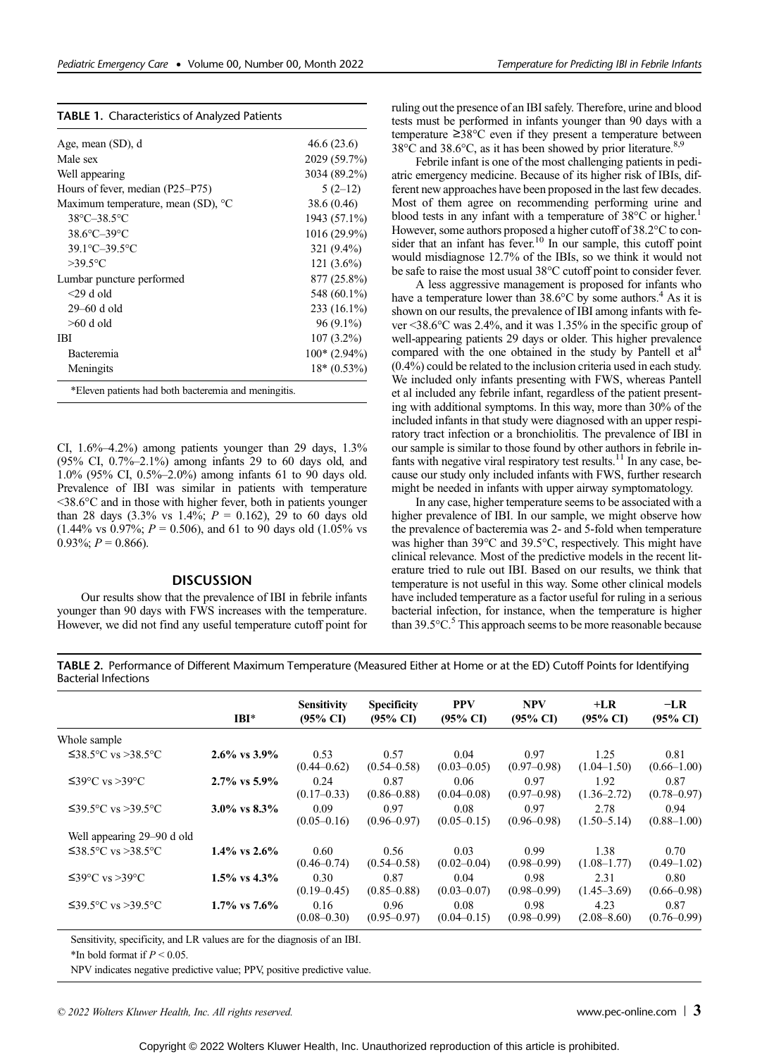**TABLE 1.** Characteristics of Analyzed Patients

| | |
|---|---|
| Age, mean (SD), d | 46.6 (23.6) |
| Male sex | 2029 (59.7%) |
| Well appearing | 3034 (89.2%) |
| Hours of fever, median (P25–P75) | 5 (2–12) |
| Maximum temperature, mean (SD), °C | 38.6 (0.46) |
| 38°C–38.5°C | 1943 (57.1%) |
| 38.6°C–39°C | 1016 (29.9%) |
| 39.1°C–39.5°C | 321 (9.4%) |
| >39.5°C | 121 (3.6%) |
| Lumbar puncture performed | 877 (25.8%) |
| <29 d old | 548 (60.1%) |
| 29–60 d old | 233 (16.1%) |
| >60 d old | 96 (9.1%) |
| IBI | 107 (3.2%) |
| Bacteremia | 100* (2.94%) |
| Meningits | 18* (0.53%) |

*Eleven patients had both bacteremia and meningitis.

CI, 1.6%–4.2%) among patients younger than 29 days, 1.3% (95% CI, 0.7%–2.1%) among infants 29 to 60 days old, and 1.0% (95% CI, 0.5%–2.0%) among infants 61 to 90 days old. Prevalence of IBI was similar in patients with temperature <38.6°C and in those with higher fever, both in patients younger than 28 days (3.3% vs 1.4%; $P = 0.162$), 29 to 60 days old (1.44% vs 0.97%; $P = 0.506$), and 61 to 90 days old (1.05% vs 0.93%; $P = 0.866$).

## DISCUSSION

Our results show that the prevalence of IBI in febrile infants younger than 90 days with FWS increases with the temperature. However, we did not find any useful temperature cutoff point for ruling out the presence of an IBI safely. Therefore, urine and blood tests must be performed in infants younger than 90 days with a temperature ≥38°C even if they present a temperature between 38°C and 38.6°C, as it has been showed by prior literature.[8,9]

Febrile infant is one of the most challenging patients in pediatric emergency medicine. Because of its higher risk of IBIs, different new approaches have been proposed in the last few decades. Most of them agree on recommending performing urine and blood tests in any infant with a temperature of 38°C or higher.[1] However, some authors proposed a higher cutoff of 38.2°C to consider that an infant has fever.[10] In our sample, this cutoff point would misdiagnose 12.7% of the IBIs, so we think it would not be safe to raise the most usual 38°C cutoff point to consider fever.

A less aggressive management is proposed for infants who have a temperature lower than 38.6°C by some authors.[4] As it is shown on our results, the prevalence of IBI among infants with fever <38.6°C was 2.4%, and it was 1.35% in the specific group of well-appearing patients 29 days or older. This higher prevalence compared with the one obtained in the study by Pantell et al[4] (0.4%) could be related to the inclusion criteria used in each study. We included only infants presenting with FWS, whereas Pantell et al included any febrile infant, regardless of the patient presenting with additional symptoms. In this way, more than 30% of the included infants in that study were diagnosed with an upper respiratory tract infection or a bronchiolitis. The prevalence of IBI in our sample is similar to those found by other authors in febrile infants with negative viral respiratory test results.[11] In any case, because our study only included infants with FWS, further research might be needed in infants with upper airway symptomatology.

In any case, higher temperature seems to be associated with a higher prevalence of IBI. In our sample, we might observe how the prevalence of bacteremia was 2- and 5-fold when temperature was higher than 39°C and 39.5°C, respectively. This might have clinical relevance. Most of the predictive models in the recent literature tried to rule out IBI. Based on our results, we think that temperature is not useful in this way. Some other clinical models have included temperature as a factor useful for ruling in a serious bacterial infection, for instance, when the temperature is higher than 39.5°C.[5] This approach seems to be more reasonable because

**TABLE 2.** Performance of Different Maximum Temperature (Measured Either at Home or at the ED) Cutoff Points for Identifying Bacterial Infections

| | IBI* | Sensitivity (95% CI) | Specificity (95% CI) | PPV (95% CI) | NPV (95% CI) | +LR (95% CI) | −LR (95% CI) |
|---|---|---|---|---|---|---|---|
| Whole sample | | | | | | | |
| ≤38.5°C vs >38.5°C | **2.6% vs 3.9%** | 0.53 (0.44–0.62) | 0.57 (0.54–0.58) | 0.04 (0.03–0.05) | 0.97 (0.97–0.98) | 1.25 (1.04–1.50) | 0.81 (0.66–1.00) |
| ≤39°C vs >39°C | **2.7% vs 5.9%** | 0.24 (0.17–0.33) | 0.87 (0.86–0.88) | 0.06 (0.04–0.08) | 0.97 (0.97–0.98) | 1.92 (1.36–2.72) | 0.87 (0.78–0.97) |
| ≤39.5°C vs >39.5°C | **3.0% vs 8.3%** | 0.09 (0.05–0.16) | 0.97 (0.96–0.97) | 0.08 (0.05–0.15) | 0.97 (0.96–0.98) | 2.78 (1.50–5.14) | 0.94 (0.88–1.00) |
| Well appearing 29–90 d old | | | | | | | |
| ≤38.5°C vs >38.5°C | **1.4% vs 2.6%** | 0.60 (0.46–0.74) | 0.56 (0.54–0.58) | 0.03 (0.02–0.04) | 0.99 (0.98–0.99) | 1.38 (1.08–1.77) | 0.70 (0.49–1.02) |
| ≤39°C vs >39°C | **1.5% vs 4.3%** | 0.30 (0.19–0.45) | 0.87 (0.85–0.88) | 0.04 (0.03–0.07) | 0.98 (0.98–0.99) | 2.31 (1.45–3.69) | 0.80 (0.66–0.98) |
| ≤39.5°C vs >39.5°C | **1.7% vs 7.6%** | 0.16 (0.08–0.30) | 0.96 (0.95–0.97) | 0.08 (0.04–0.15) | 0.98 (0.98–0.99) | 4.23 (2.08–8.60) | 0.87 (0.76–0.99) |

Sensitivity, specificity, and LR values are for the diagnosis of an IBI.

*In bold format if $P < 0.05$.

NPV indicates negative predictive value; PPV, positive predictive value.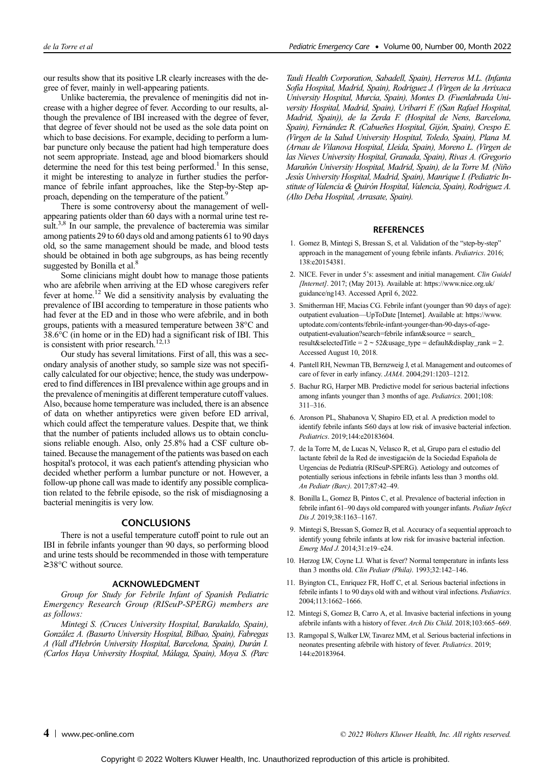our results show that its positive LR clearly increases with the degree of fever, mainly in well-appearing patients.

Unlike bacteremia, the prevalence of meningitis did not increase with a higher degree of fever. According to our results, although the prevalence of IBI increased with the degree of fever, that degree of fever should not be used as the sole data point on which to base decisions. For example, deciding to perform a lumbar puncture only because the patient had high temperature does not seem appropriate. Instead, age and blood biomarkers should determine the need for this test being performed.[1] In this sense, it might be interesting to analyze in further studies the performance of febrile infant approaches, like the Step-by-Step approach, depending on the temperature of the patient.[9]

There is some controversy about the management of well-appearing patients older than 60 days with a normal urine test result.[3,8] In our sample, the prevalence of bacteremia was similar among patients 29 to 60 days old and among patients 61 to 90 days old, so the same management should be made, and blood tests should be obtained in both age subgroups, as has being recently suggested by Bonilla et al.[8]

Some clinicians might doubt how to manage those patients who are afebrile when arriving at the ED whose caregivers refer fever at home.[12] We did a sensitivity analysis by evaluating the prevalence of IBI according to temperature in those patients who had fever at the ED and in those who were afebrile, and in both groups, patients with a measured temperature between 38°C and 38.6°C (in home or in the ED) had a significant risk of IBI. This is consistent with prior research.[12,13]

Our study has several limitations. First of all, this was a secondary analysis of another study, so sample size was not specifically calculated for our objective; hence, the study was underpowered to find differences in IBI prevalence within age groups and in the prevalence of meningitis at different temperature cutoff values. Also, because home temperature was included, there is an absence of data on whether antipyretics were given before ED arrival, which could affect the temperature values. Despite that, we think that the number of patients included allows us to obtain conclusions reliable enough. Also, only 25.8% had a CSF culture obtained. Because the management of the patients was based on each hospital's protocol, it was each patient's attending physician who decided whether perform a lumbar puncture or not. However, a follow-up phone call was made to identify any possible complication related to the febrile episode, so the risk of misdiagnosing a bacterial meningitis is very low.

## CONCLUSIONS

There is not a useful temperature cutoff point to rule out an IBI in febrile infants younger than 90 days, so performing blood and urine tests should be recommended in those with temperature ≥38°C without source.

### ACKNOWLEDGMENT

*Group for Study for Febrile Infant of Spanish Pediatric Emergency Research Group (RISeuP-SPERG) members are as follows:*

*Mintegi S. (Cruces University Hospital, Barakaldo, Spain), González A. (Basurto University Hospital, Bilbao, Spain), Fabregas A (Vall d'Hebrón University Hospital, Barcelona, Spain), Durán I. (Carlos Haya University Hospital, Málaga, Spain), Moya S. (Parc Tauli Health Corporation, Sabadell, Spain), Herreros M.L. (Infanta Sofía Hospital, Madrid, Spain), Rodriguez J. (Virgen de la Arrixaca University Hospital, Murcia, Spain), Montes D. (Fuenlabrada University Hospital, Madrid, Spain), Uribarri F. ((San Rafael Hospital, Madrid, Spain)), de la Zerda F. (Hospital de Nens, Barcelona, Spain), Fernández R. (Cabueñes Hospital, Gijón, Spain), Crespo E. (Virgen de la Salud University Hospital, Toledo, Spain), Plana M. (Arnau de Vilanova Hospital, Lleida, Spain), Moreno L. (Virgen de las Nieves University Hospital, Granada, Spain), Rivas A. (Gregorio Marañón University Hospital, Madrid, Spain), de la Torre M. (Niño Jesús University Hospital, Madrid, Spain), Manrique I. (Pediatric Institute of Valencia & Quirón Hospital, Valencia, Spain), Rodriguez A. (Alto Deba Hospital, Arrasate, Spain).*

## REFERENCES

1. Gomez B, Mintegi S, Bressan S, et al. Validation of the "step-by-step" approach in the management of young febrile infants. *Pediatrics*. 2016; 138:e20154381.
2. NICE. Fever in under 5's: assesment and initial management. *Clin Guidel [Internet]*. 2017; (May 2013). Available at: https://www.nice.org.uk/guidance/ng143. Accessed April 6, 2022.
3. Smitherman HF, Macias CG. Febrile infant (younger than 90 days of age): outpatient evaluation—UpToDate [Internet]. Available at: https://www.uptodate.com/contents/febrile-infant-younger-than-90-days-of-age-outpatient-evaluation?search=febrile infant&source = search_result&selectedTitle = 2 ~ 52&usage_type = default&display_rank = 2. Accessed August 10, 2018.
4. Pantell RH, Newman TB, Bernzweig J, et al. Management and outcomes of care of fever in early infancy. *JAMA*. 2004;291:1203–1212.
5. Bachur RG, Harper MB. Predictive model for serious bacterial infections among infants younger than 3 months of age. *Pediatrics*. 2001;108: 311–316.
6. Aronson PL, Shabanova V, Shapiro ED, et al. A prediction model to identify febrile infants ≤60 days at low risk of invasive bacterial infection. *Pediatrics*. 2019;144:e20183604.
7. de la Torre M, de Lucas N, Velasco R, et al, Grupo para el estudio del lactante febril de la Red de investigación de la Sociedad Española de Urgencias de Pediatría (RISeuP-SPERG). Aetiology and outcomes of potentially serious infections in febrile infants less than 3 months old. *An Pediatr (Barc)*. 2017;87:42–49.
8. Bonilla L, Gomez B, Pintos C, et al. Prevalence of bacterial infection in febrile infant 61–90 days old compared with younger infants. *Pediatr Infect Dis J*. 2019;38:1163–1167.
9. Mintegi S, Bressan S, Gomez B, et al. Accuracy of a sequential approach to identify young febrile infants at low risk for invasive bacterial infection. *Emerg Med J*. 2014;31:e19–e24.
10. Herzog LW, Coyne LJ. What is fever? Normal temperature in infants less than 3 months old. *Clin Pediatr (Phila)*. 1993;32:142–146.
11. Byington CL, Enriquez FR, Hoff C, et al. Serious bacterial infections in febrile infants 1 to 90 days old with and without viral infections. *Pediatrics*. 2004;113:1662–1666.
12. Mintegi S, Gomez B, Carro A, et al. Invasive bacterial infections in young afebrile infants with a history of fever. *Arch Dis Child*. 2018;103:665–669.
13. Ramgopal S, Walker LW, Tavarez MM, et al. Serious bacterial infections in neonates presenting afebrile with history of fever. *Pediatrics*. 2019; 144:e20183964.